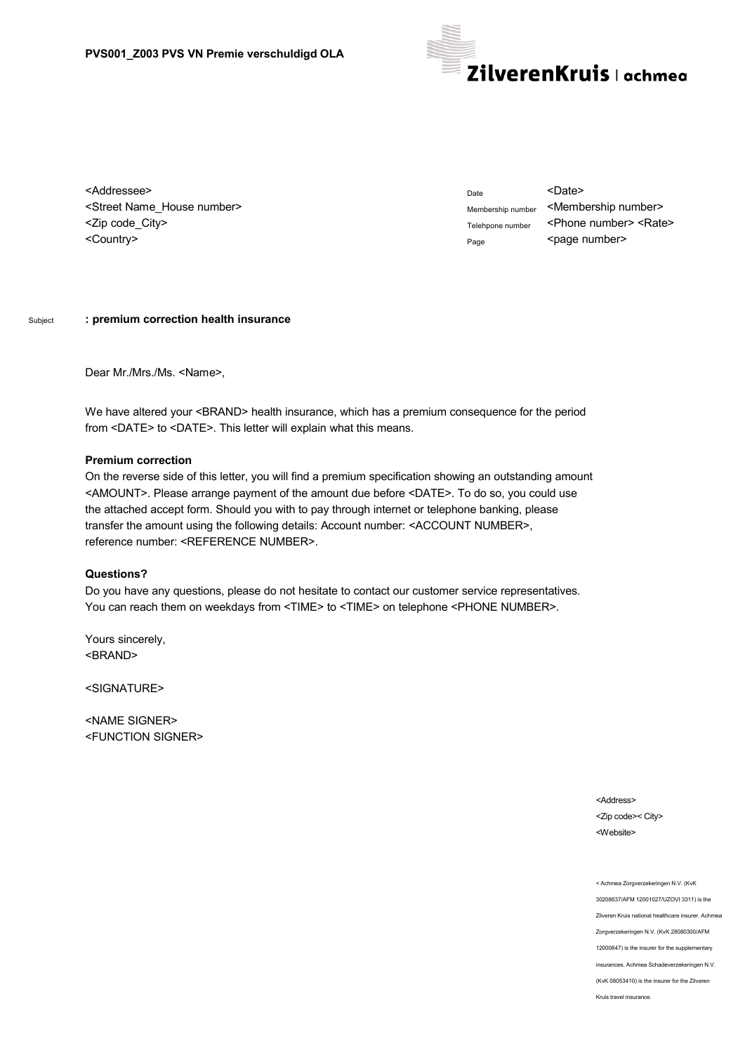**PVS001_Z003 PVS VN Premie verschuldigd OLA**

ZilverenKruis | achmea

<Addressee>
<Street Name_House number>
<Zip code_City>
<Country>

| | |
|---|---|
| Date | <Date> |
| Membership number | <Membership number> |
| Telehpone number | <Phone number> <Rate> |
| Page | <page number> |

Subject **: premium correction health insurance**

Dear Mr./Mrs./Ms. <Name>,

We have altered your <BRAND> health insurance, which has a premium consequence for the period from <DATE> to <DATE>. This letter will explain what this means.

**Premium correction**
On the reverse side of this letter, you will find a premium specification showing an outstanding amount <AMOUNT>. Please arrange payment of the amount due before <DATE>. To do so, you could use the attached accept form. Should you with to pay through internet or telephone banking, please transfer the amount using the following details: Account number: <ACCOUNT NUMBER>, reference number: <REFERENCE NUMBER>.

**Questions?**
Do you have any questions, please do not hesitate to contact our customer service representatives. You can reach them on weekdays from <TIME> to <TIME> on telephone <PHONE NUMBER>.

Yours sincerely,
<BRAND>

<SIGNATURE>

<NAME SIGNER>
<FUNCTION SIGNER>

<Address>
<Zip code>< City>
<Website>

< Achmea Zorgverzekeringen N.V. (KvK 30208637/AFM 12001027/UZOVI 3311) is the Zilveren Kruis national healthcare insurer. Achmea Zorgverzekeringen N.V. (KvK 28080300/AFM 12000647) is the insurer for the supplementary insurances. Achmea Schadeverzekeringen N.V. (KvK 08053410) is the insurer for the Zilveren Kruis travel insurance.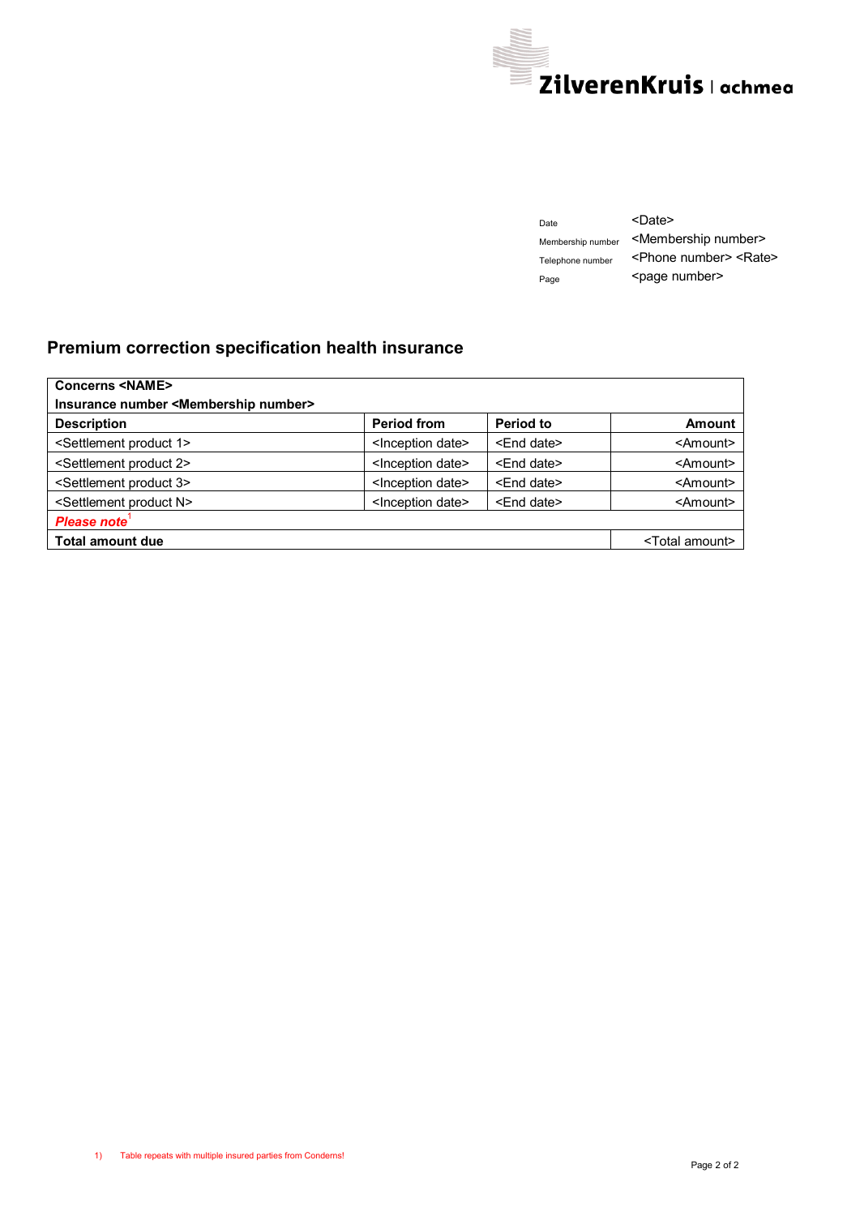ZilverenKruis | achmea

| | |
|---|---|
| Date | <Date> |
| Membership number | <Membership number> |
| Telephone number | <Phone number> <Rate> |
| Page | <page number> |

## Premium correction specification health insurance

| **Concerns <NAME>** **Insurance number <Membership number>** | | | |
|---|---|---|---|
| **Description** | **Period from** | **Period to** | **Amount** |
| <Settlement product 1> | <Inception date> | <End date> | <Amount> |
| <Settlement product 2> | <Inception date> | <End date> | <Amount> |
| <Settlement product 3> | <Inception date> | <End date> | <Amount> |
| <Settlement product N> | <Inception date> | <End date> | <Amount> |
| ***Please note***[1] | | | |
| **Total amount due** | | | <Total amount> |

1) Table repeats with multiple insured parties from Conderns!